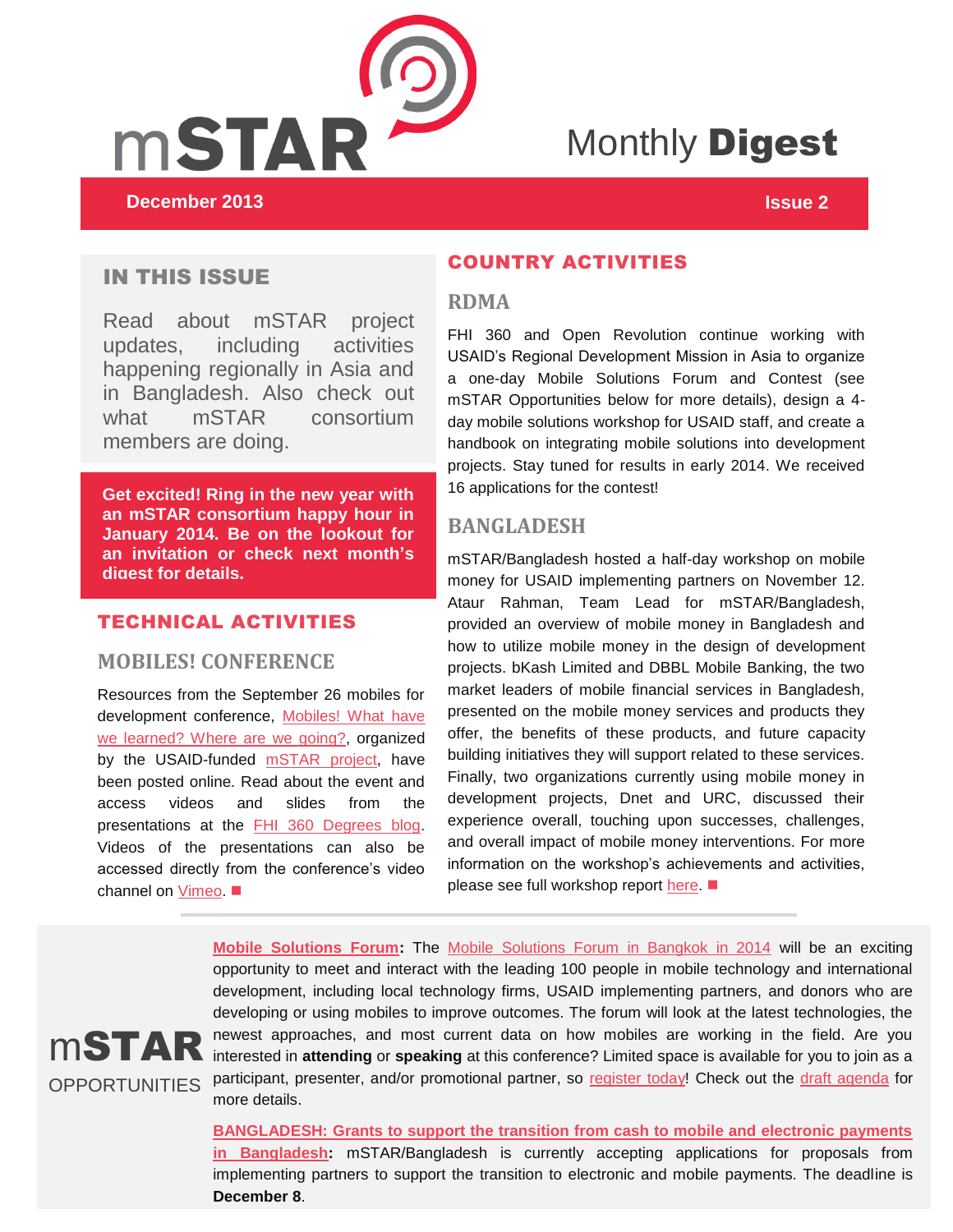# mSTAR Monthly Digest

**December 2013** **Issue 2**

## IN THIS ISSUE

Read about mSTAR project updates, including activities happening regionally in Asia and in Bangladesh. Also check out what mSTAR consortium members are doing.

**Get excited! Ring in the new year with an mSTAR consortium happy hour in January 2014. Be on the lookout for an invitation or check next month's digest for details.**

## TECHNICAL ACTIVITIES

### MOBILES! CONFERENCE

Resources from the September 26 mobiles for development conference, Mobiles! What have we learned? Where are we going?, organized by the USAID-funded mSTAR project, have been posted online. Read about the event and access videos and slides from the presentations at the FHI 360 Degrees blog. Videos of the presentations can also be accessed directly from the conference's video channel on Vimeo. ■

## COUNTRY ACTIVITIES

### RDMA

FHI 360 and Open Revolution continue working with USAID's Regional Development Mission in Asia to organize a one-day Mobile Solutions Forum and Contest (see mSTAR Opportunities below for more details), design a 4-day mobile solutions workshop for USAID staff, and create a handbook on integrating mobile solutions into development projects. Stay tuned for results in early 2014. We received 16 applications for the contest!

### BANGLADESH

mSTAR/Bangladesh hosted a half-day workshop on mobile money for USAID implementing partners on November 12. Ataur Rahman, Team Lead for mSTAR/Bangladesh, provided an overview of mobile money in Bangladesh and how to utilize mobile money in the design of development projects. bKash Limited and DBBL Mobile Banking, the two market leaders of mobile financial services in Bangladesh, presented on the mobile money services and products they offer, the benefits of these products, and future capacity building initiatives they will support related to these services. Finally, two organizations currently using mobile money in development projects, Dnet and URC, discussed their experience overall, touching upon successes, challenges, and overall impact of mobile money interventions. For more information on the workshop's achievements and activities, please see full workshop report here. ■

## mSTAR OPPORTUNITIES

**Mobile Solutions Forum:** The Mobile Solutions Forum in Bangkok in 2014 will be an exciting opportunity to meet and interact with the leading 100 people in mobile technology and international development, including local technology firms, USAID implementing partners, and donors who are developing or using mobiles to improve outcomes. The forum will look at the latest technologies, the newest approaches, and most current data on how mobiles are working in the field. Are you interested in **attending** or **speaking** at this conference? Limited space is available for you to join as a participant, presenter, and/or promotional partner, so register today! Check out the draft agenda for more details.

**BANGLADESH: Grants to support the transition from cash to mobile and electronic payments in Bangladesh:** mSTAR/Bangladesh is currently accepting applications for proposals from implementing partners to support the transition to electronic and mobile payments. The deadline is **December 8**.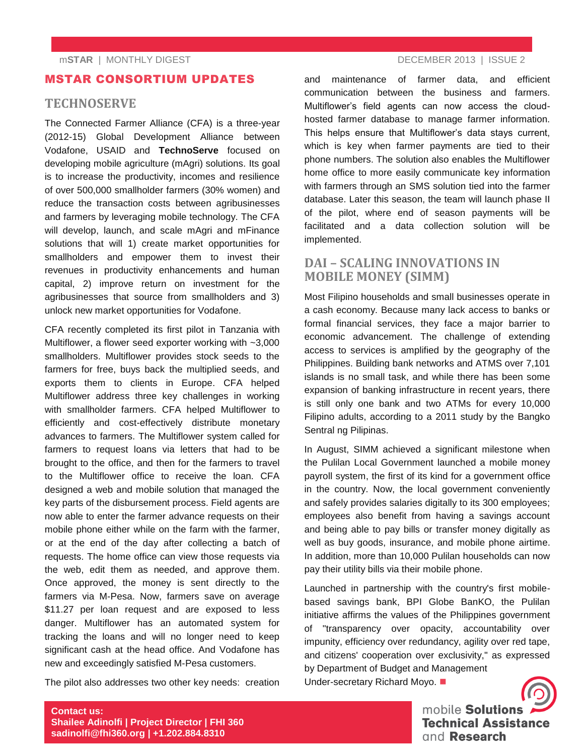## MSTAR CONSORTIUM UPDATES

### TECHNOSERVE

The Connected Farmer Alliance (CFA) is a three-year (2012-15) Global Development Alliance between Vodafone, USAID and **TechnoServe** focused on developing mobile agriculture (mAgri) solutions. Its goal is to increase the productivity, incomes and resilience of over 500,000 smallholder farmers (30% women) and reduce the transaction costs between agribusinesses and farmers by leveraging mobile technology. The CFA will develop, launch, and scale mAgri and mFinance solutions that will 1) create market opportunities for smallholders and empower them to invest their revenues in productivity enhancements and human capital, 2) improve return on investment for the agribusinesses that source from smallholders and 3) unlock new market opportunities for Vodafone.

CFA recently completed its first pilot in Tanzania with Multiflower, a flower seed exporter working with ~3,000 smallholders. Multiflower provides stock seeds to the farmers for free, buys back the multiplied seeds, and exports them to clients in Europe. CFA helped Multiflower address three key challenges in working with smallholder farmers. CFA helped Multiflower to efficiently and cost-effectively distribute monetary advances to farmers. The Multiflower system called for farmers to request loans via letters that had to be brought to the office, and then for the farmers to travel to the Multiflower office to receive the loan. CFA designed a web and mobile solution that managed the key parts of the disbursement process. Field agents are now able to enter the farmer advance requests on their mobile phone either while on the farm with the farmer, or at the end of the day after collecting a batch of requests. The home office can view those requests via the web, edit them as needed, and approve them. Once approved, the money is sent directly to the farmers via M-Pesa. Now, farmers save on average $11.27 per loan request and are exposed to less danger. Multiflower has an automated system for tracking the loans and will no longer need to keep significant cash at the head office. And Vodafone has new and exceedingly satisfied M-Pesa customers.

The pilot also addresses two other key needs: creation and maintenance of farmer data, and efficient communication between the business and farmers. Multiflower's field agents can now access the cloud-hosted farmer database to manage farmer information. This helps ensure that Multiflower's data stays current, which is key when farmer payments are tied to their phone numbers. The solution also enables the Multiflower home office to more easily communicate key information with farmers through an SMS solution tied into the farmer database. Later this season, the team will launch phase II of the pilot, where end of season payments will be facilitated and a data collection solution will be implemented.

### DAI – SCALING INNOVATIONS IN MOBILE MONEY (SIMM)

Most Filipino households and small businesses operate in a cash economy. Because many lack access to banks or formal financial services, they face a major barrier to economic advancement. The challenge of extending access to services is amplified by the geography of the Philippines. Building bank networks and ATMS over 7,101 islands is no small task, and while there has been some expansion of banking infrastructure in recent years, there is still only one bank and two ATMs for every 10,000 Filipino adults, according to a 2011 study by the Bangko Sentral ng Pilipinas.

In August, SIMM achieved a significant milestone when the Pulilan Local Government launched a mobile money payroll system, the first of its kind for a government office in the country. Now, the local government conveniently and safely provides salaries digitally to its 300 employees; employees also benefit from having a savings account and being able to pay bills or transfer money digitally as well as buy goods, insurance, and mobile phone airtime. In addition, more than 10,000 Pulilan households can now pay their utility bills via their mobile phone.

Launched in partnership with the country's first mobile-based savings bank, BPI Globe BanKO, the Pulilan initiative affirms the values of the Philippines government of "transparency over opacity, accountability over impunity, efficiency over redundancy, agility over red tape, and citizens' cooperation over exclusivity," as expressed by Department of Budget and Management Under-secretary Richard Moyo. ■

**Contact us:**
**Shailee Adinolfi | Project Director | FHI 360**
**sadinolfi@fhi360.org | +1.202.884.8310**

mobile **Solutions** **Technical Assistance** and **Research**